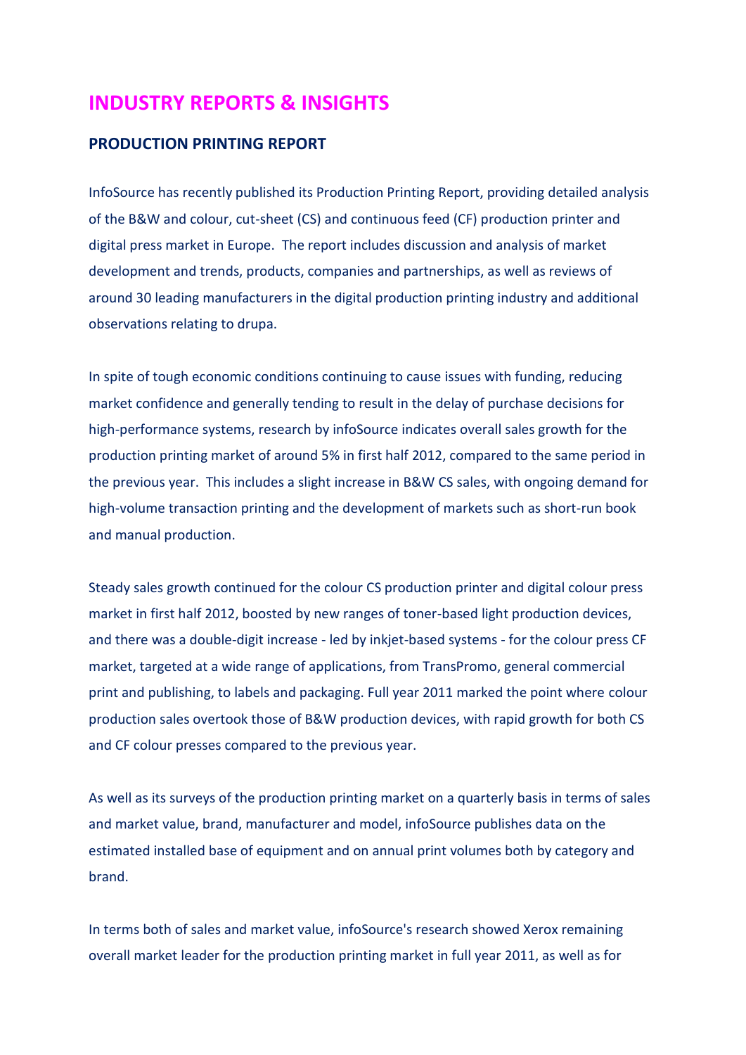# INDUSTRY REPORTS & INSIGHTS

## PRODUCTION PRINTING REPORT

InfoSource has recently published its Production Printing Report, providing detailed analysis of the B&W and colour, cut-sheet (CS) and continuous feed (CF) production printer and digital press market in Europe. The report includes discussion and analysis of market development and trends, products, companies and partnerships, as well as reviews of around 30 leading manufacturers in the digital production printing industry and additional observations relating to drupa.

In spite of tough economic conditions continuing to cause issues with funding, reducing market confidence and generally tending to result in the delay of purchase decisions for high-performance systems, research by infoSource indicates overall sales growth for the production printing market of around 5% in first half 2012, compared to the same period in the previous year. This includes a slight increase in B&W CS sales, with ongoing demand for high-volume transaction printing and the development of markets such as short-run book and manual production.

Steady sales growth continued for the colour CS production printer and digital colour press market in first half 2012, boosted by new ranges of toner-based light production devices, and there was a double-digit increase - led by inkjet-based systems - for the colour press CF market, targeted at a wide range of applications, from TransPromo, general commercial print and publishing, to labels and packaging. Full year 2011 marked the point where colour production sales overtook those of B&W production devices, with rapid growth for both CS and CF colour presses compared to the previous year.

As well as its surveys of the production printing market on a quarterly basis in terms of sales and market value, brand, manufacturer and model, infoSource publishes data on the estimated installed base of equipment and on annual print volumes both by category and brand.

In terms both of sales and market value, infoSource's research showed Xerox remaining overall market leader for the production printing market in full year 2011, as well as for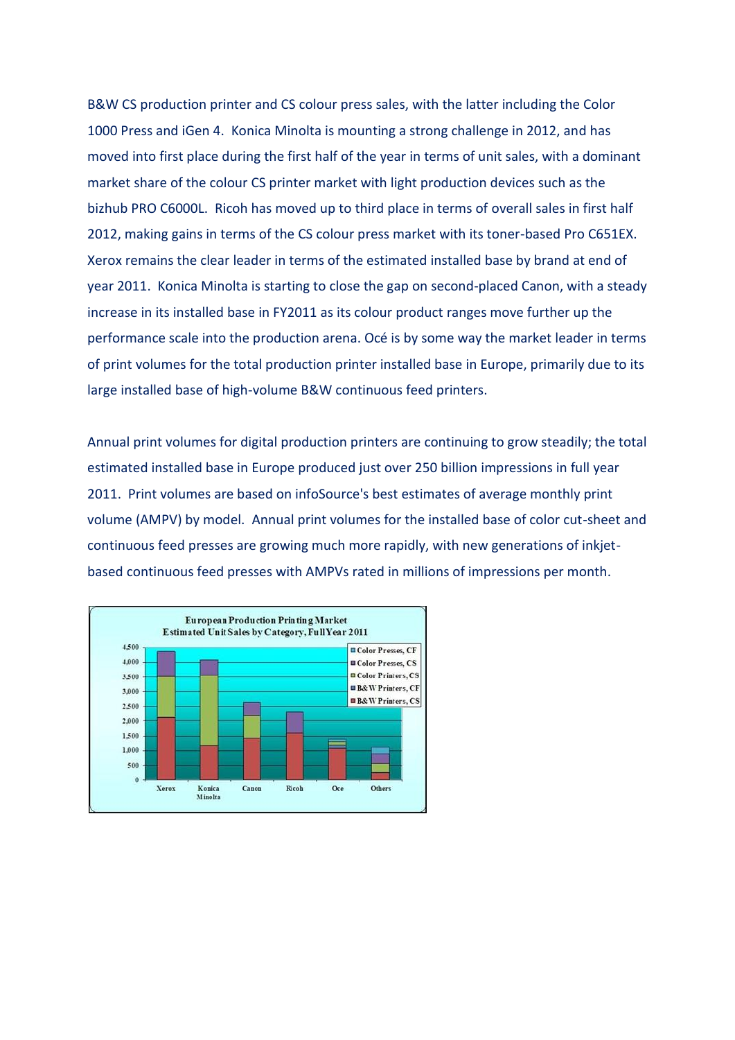B&W CS production printer and CS colour press sales, with the latter including the Color 1000 Press and iGen 4. Konica Minolta is mounting a strong challenge in 2012, and has moved into first place during the first half of the year in terms of unit sales, with a dominant market share of the colour CS printer market with light production devices such as the bizhub PRO C6000L. Ricoh has moved up to third place in terms of overall sales in first half 2012, making gains in terms of the CS colour press market with its toner-based Pro C651EX. Xerox remains the clear leader in terms of the estimated installed base by brand at end of year 2011. Konica Minolta is starting to close the gap on second-placed Canon, with a steady increase in its installed base in FY2011 as its colour product ranges move further up the performance scale into the production arena. Océ is by some way the market leader in terms of print volumes for the total production printer installed base in Europe, primarily due to its large installed base of high-volume B&W continuous feed printers.

Annual print volumes for digital production printers are continuing to grow steadily; the total estimated installed base in Europe produced just over 250 billion impressions in full year 2011. Print volumes are based on infoSource's best estimates of average monthly print volume (AMPV) by model. Annual print volumes for the installed base of color cut-sheet and continuous feed presses are growing much more rapidly, with new generations of inkjet-based continuous feed presses with AMPVs rated in millions of impressions per month.

European Production Printing Market
Estimated Unit Sales by Category, Full Year 2011

4,500
4,000
3,500
3,000
2,500
2,000
1,500
1,000
500
0

Xerox
Konica Minolta
Canon
Ricoh
Oce
Others

Color Presses, CF
Color Presses, CS
Color Printers, CS
B&W Printers, CF
B&W Printers, CS